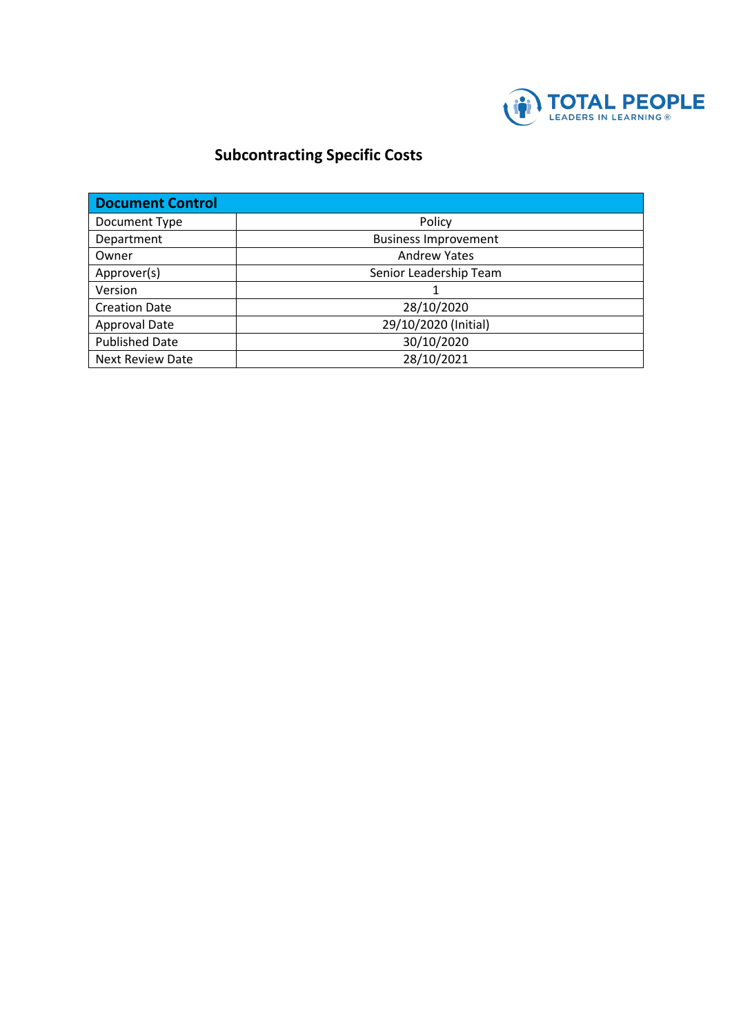TOTAL PEOPLE
LEADERS IN LEARNING ®

# Subcontracting Specific Costs

| Document Control | |
|---|---|
| Document Type | Policy |
| Department | Business Improvement |
| Owner | Andrew Yates |
| Approver(s) | Senior Leadership Team |
| Version | 1 |
| Creation Date | 28/10/2020 |
| Approval Date | 29/10/2020 (Initial) |
| Published Date | 30/10/2020 |
| Next Review Date | 28/10/2021 |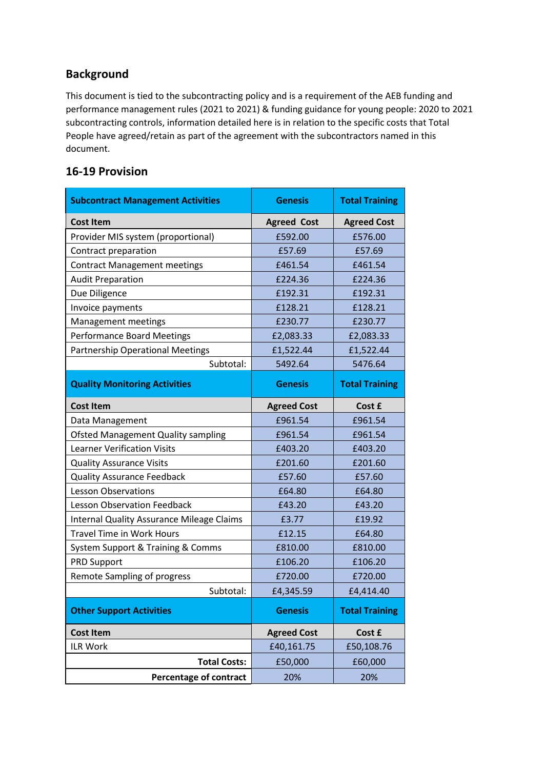## Background

This document is tied to the subcontracting policy and is a requirement of the AEB funding and performance management rules (2021 to 2021) & funding guidance for young people: 2020 to 2021 subcontracting controls, information detailed here is in relation to the specific costs that Total People have agreed/retain as part of the agreement with the subcontractors named in this document.

## 16-19 Provision

| **Subcontract Management Activities** | **Genesis** | **Total Training** |
|---|---|---|
| **Cost Item** | **Agreed Cost** | **Agreed Cost** |
| Provider MIS system (proportional) | £592.00 | £576.00 |
| Contract preparation | £57.69 | £57.69 |
| Contract Management meetings | £461.54 | £461.54 |
| Audit Preparation | £224.36 | £224.36 |
| Due Diligence | £192.31 | £192.31 |
| Invoice payments | £128.21 | £128.21 |
| Management meetings | £230.77 | £230.77 |
| Performance Board Meetings | £2,083.33 | £2,083.33 |
| Partnership Operational Meetings | £1,522.44 | £1,522.44 |
| Subtotal: | 5492.64 | 5476.64 |
| **Quality Monitoring Activities** | **Genesis** | **Total Training** |
| **Cost Item** | **Agreed Cost** | **Cost £** |
| Data Management | £961.54 | £961.54 |
| Ofsted Management Quality sampling | £961.54 | £961.54 |
| Learner Verification Visits | £403.20 | £403.20 |
| Quality Assurance Visits | £201.60 | £201.60 |
| Quality Assurance Feedback | £57.60 | £57.60 |
| Lesson Observations | £64.80 | £64.80 |
| Lesson Observation Feedback | £43.20 | £43.20 |
| Internal Quality Assurance Mileage Claims | £3.77 | £19.92 |
| Travel Time in Work Hours | £12.15 | £64.80 |
| System Support & Training & Comms | £810.00 | £810.00 |
| PRD Support | £106.20 | £106.20 |
| Remote Sampling of progress | £720.00 | £720.00 |
| Subtotal: | £4,345.59 | £4,414.40 |
| **Other Support Activities** | **Genesis** | **Total Training** |
| **Cost Item** | **Agreed Cost** | **Cost £** |
| ILR Work | £40,161.75 | £50,108.76 |
| **Total Costs:** | £50,000 | £60,000 |
| **Percentage of contract** | 20% | 20% |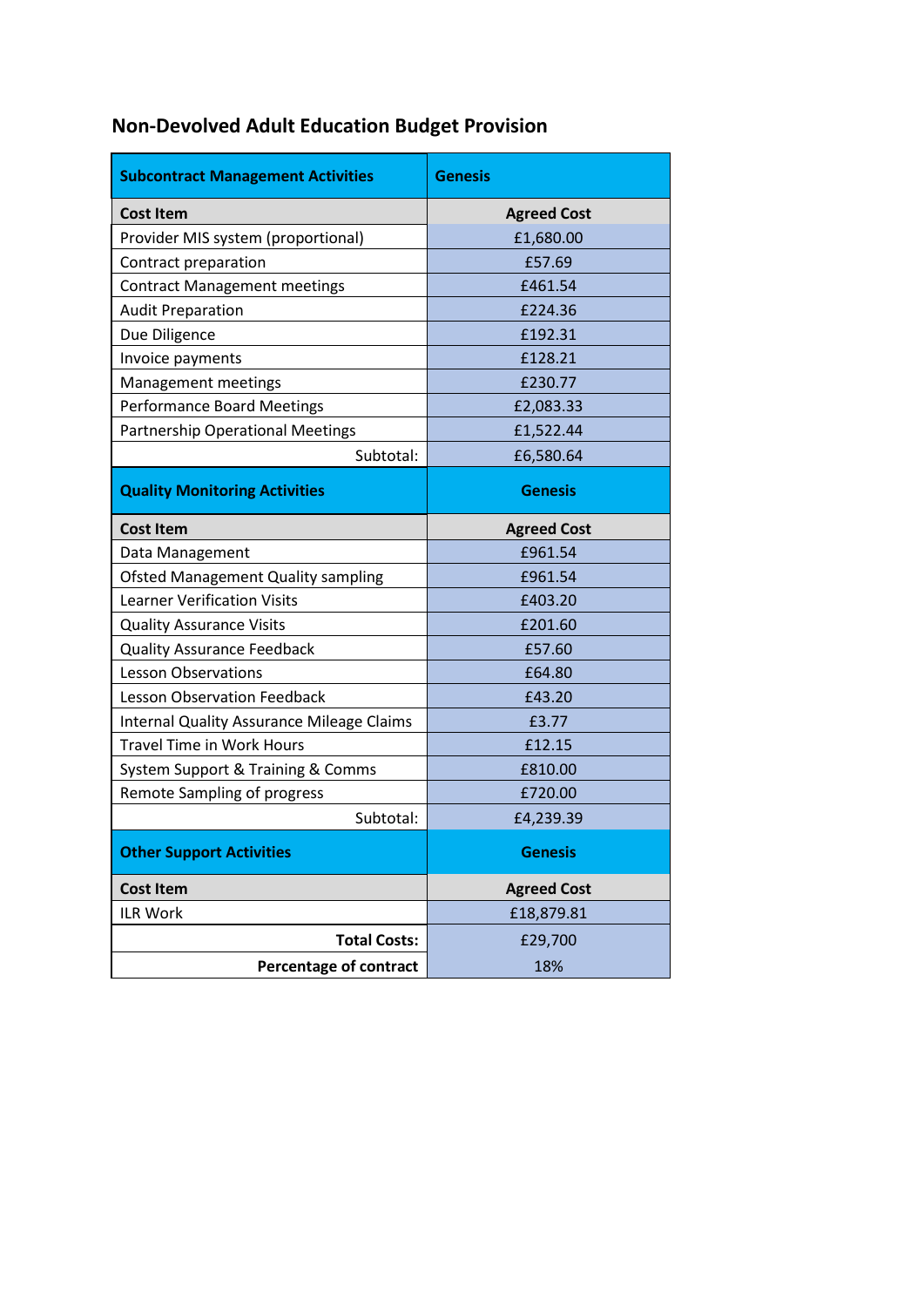## Non-Devolved Adult Education Budget Provision

| Subcontract Management Activities | Genesis |
|---|---|
| **Cost Item** | **Agreed Cost** |
| Provider MIS system (proportional) | £1,680.00 |
| Contract preparation | £57.69 |
| Contract Management meetings | £461.54 |
| Audit Preparation | £224.36 |
| Due Diligence | £192.31 |
| Invoice payments | £128.21 |
| Management meetings | £230.77 |
| Performance Board Meetings | £2,083.33 |
| Partnership Operational Meetings | £1,522.44 |
| Subtotal: | £6,580.64 |
| **Quality Monitoring Activities** | **Genesis** |
| **Cost Item** | **Agreed Cost** |
| Data Management | £961.54 |
| Ofsted Management Quality sampling | £961.54 |
| Learner Verification Visits | £403.20 |
| Quality Assurance Visits | £201.60 |
| Quality Assurance Feedback | £57.60 |
| Lesson Observations | £64.80 |
| Lesson Observation Feedback | £43.20 |
| Internal Quality Assurance Mileage Claims | £3.77 |
| Travel Time in Work Hours | £12.15 |
| System Support & Training & Comms | £810.00 |
| Remote Sampling of progress | £720.00 |
| Subtotal: | £4,239.39 |
| **Other Support Activities** | **Genesis** |
| **Cost Item** | **Agreed Cost** |
| ILR Work | £18,879.81 |
| **Total Costs:** | £29,700 |
| **Percentage of contract** | 18% |